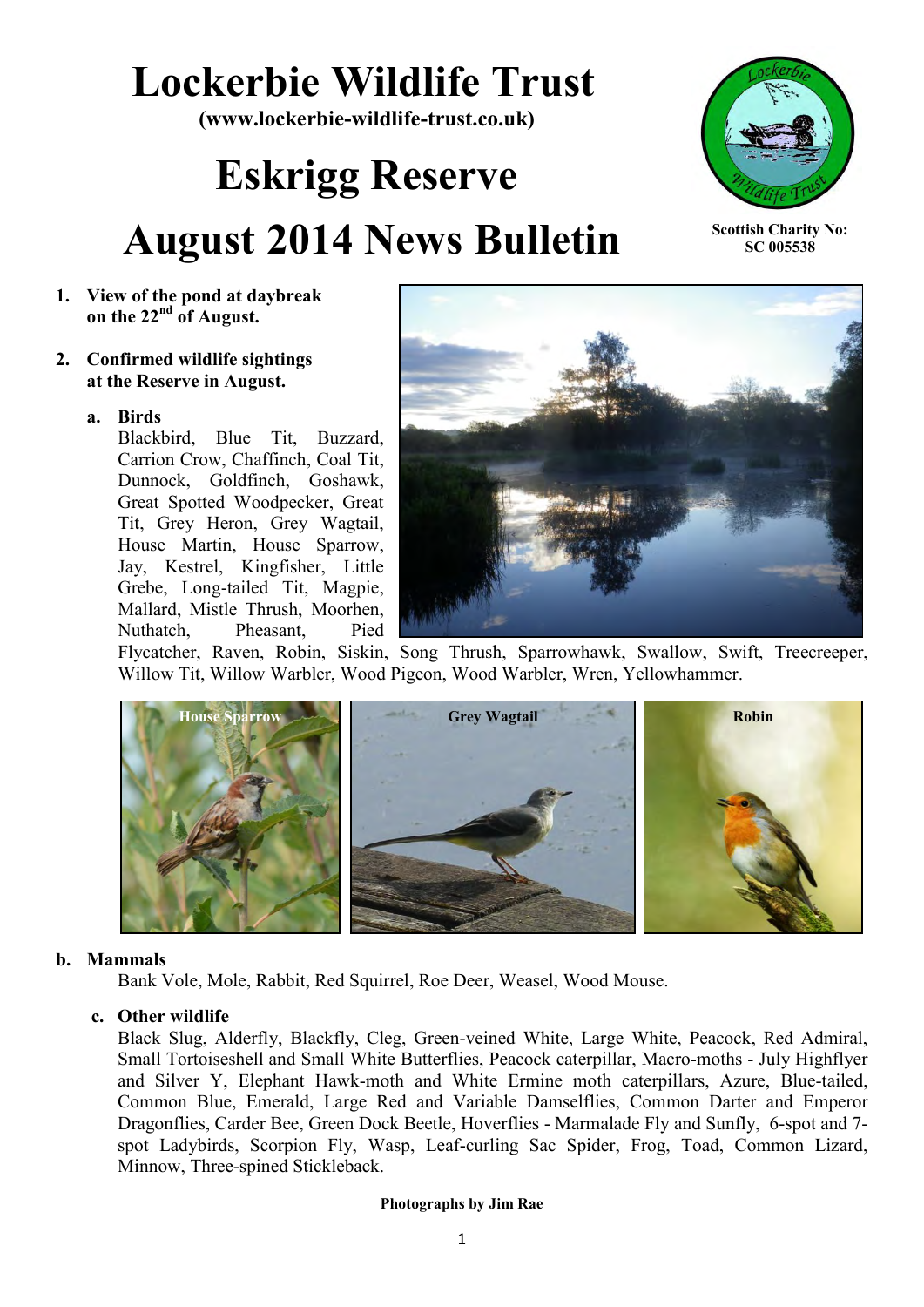# Lockerbie Wildlife Trust

**(www.lockerbie-wildlife-trust.co.uk)**

# Eskrigg Reserve

# August 2014 News Bulletin

**Scottish Charity No: SC 005538**

1. **View of the pond at daybreak on the 22nd of August.**

2. **Confirmed wildlife sightings at the Reserve in August.**

   a. **Birds**

   Blackbird, Blue Tit, Buzzard, Carrion Crow, Chaffinch, Coal Tit, Dunnock, Goldfinch, Goshawk, Great Spotted Woodpecker, Great Tit, Grey Heron, Grey Wagtail, House Martin, House Sparrow, Jay, Kestrel, Kingfisher, Little Grebe, Long-tailed Tit, Magpie, Mallard, Mistle Thrush, Moorhen, Nuthatch, Pheasant, Pied Flycatcher, Raven, Robin, Siskin, Song Thrush, Sparrowhawk, Swallow, Swift, Treecreeper, Willow Tit, Willow Warbler, Wood Pigeon, Wood Warbler, Wren, Yellowhammer.

House Sparrow

Grey Wagtail

Robin

   b. **Mammals**

   Bank Vole, Mole, Rabbit, Red Squirrel, Roe Deer, Weasel, Wood Mouse.

   c. **Other wildlife**

   Black Slug, Alderfly, Blackfly, Cleg, Green-veined White, Large White, Peacock, Red Admiral, Small Tortoiseshell and Small White Butterflies, Peacock caterpillar, Macro-moths - July Highflyer and Silver Y, Elephant Hawk-moth and White Ermine moth caterpillars, Azure, Blue-tailed, Common Blue, Emerald, Large Red and Variable Damselflies, Common Darter and Emperor Dragonflies, Carder Bee, Green Dock Beetle, Hoverflies - Marmalade Fly and Sunfly, 6-spot and 7-spot Ladybirds, Scorpion Fly, Wasp, Leaf-curling Sac Spider, Frog, Toad, Common Lizard, Minnow, Three-spined Stickleback.

**Photographs by Jim Rae**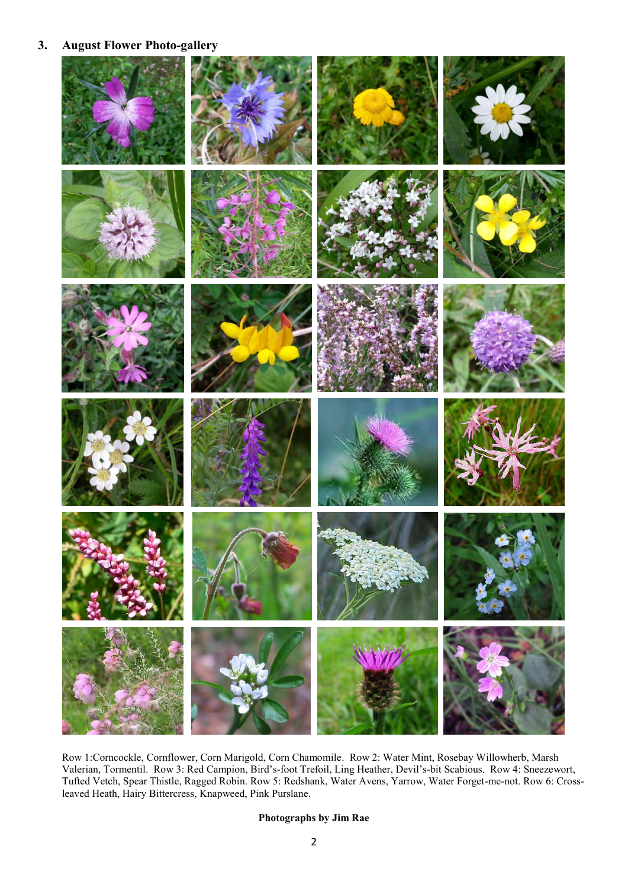## 3. August Flower Photo-gallery

Row 1:Corncockle, Cornflower, Corn Marigold, Corn Chamomile. Row 2: Water Mint, Rosebay Willowherb, Marsh Valerian, Tormentil. Row 3: Red Campion, Bird's-foot Trefoil, Ling Heather, Devil's-bit Scabious. Row 4: Sneezewort, Tufted Vetch, Spear Thistle, Ragged Robin. Row 5: Redshank, Water Avens, Yarrow, Water Forget-me-not. Row 6: Cross-leaved Heath, Hairy Bittercress, Knapweed, Pink Purslane.

**Photographs by Jim Rae**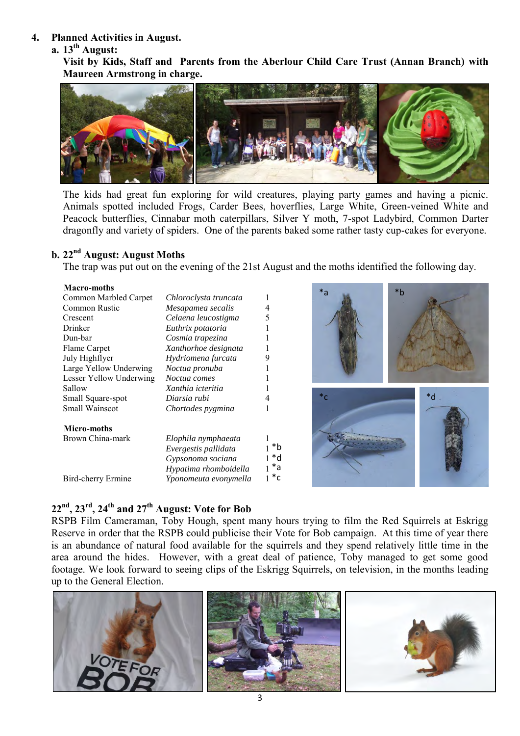## 4. Planned Activities in August.

### a. 13th August:

**Visit by Kids, Staff and Parents from the Aberlour Child Care Trust (Annan Branch) with Maureen Armstrong in charge.**

The kids had great fun exploring for wild creatures, playing party games and having a picnic. Animals spotted included Frogs, Carder Bees, hoverflies, Large White, Green-veined White and Peacock butterflies, Cinnabar moth caterpillars, Silver Y moth, 7-spot Ladybird, Common Darter dragonfly and variety of spiders. One of the parents baked some rather tasty cup-cakes for everyone.

### b. 22nd August: August Moths

The trap was put out on the evening of the 21st August and the moths identified the following day.

| **Macro-moths** | | |
|---|---|---|
| Common Marbled Carpet | *Chloroclysta truncata* | 1 |
| Common Rustic | *Mesapamea secalis* | 4 |
| Crescent | *Celaena leucostigma* | 5 |
| Drinker | *Euthrix potatoria* | 1 |
| Dun-bar | *Cosmia trapezina* | 1 |
| Flame Carpet | *Xanthorhoe designata* | 1 |
| July Highflyer | *Hydriomena furcata* | 9 |
| Large Yellow Underwing | *Noctua pronuba* | 1 |
| Lesser Yellow Underwing | *Noctua comes* | 1 |
| Sallow | *Xanthia icteritia* | 1 |
| Small Square-spot | *Diarsia rubi* | 4 |
| Small Wainscot | *Chortodes pygmina* | 1 |
| **Micro-moths** | | |
| Brown China-mark | *Elophila nymphaeata* | 1 |
| | *Evergestis pallidata* | 1 *b |
| | *Gypsonoma sociana* | 1 *d |
| | *Hypatima rhomboidella* | 1 *a |
| Bird-cherry Ermine | *Yponomeuta evonymella* | 1 *c |

*a *b *c *d

### 22nd, 23rd, 24th and 27th August: Vote for Bob

RSPB Film Cameraman, Toby Hough, spent many hours trying to film the Red Squirrels at Eskrigg Reserve in order that the RSPB could publicise their Vote for Bob campaign. At this time of year there is an abundance of natural food available for the squirrels and they spend relatively little time in the area around the hides. However, with a great deal of patience, Toby managed to get some good footage. We look forward to seeing clips of the Eskrigg Squirrels, on television, in the months leading up to the General Election.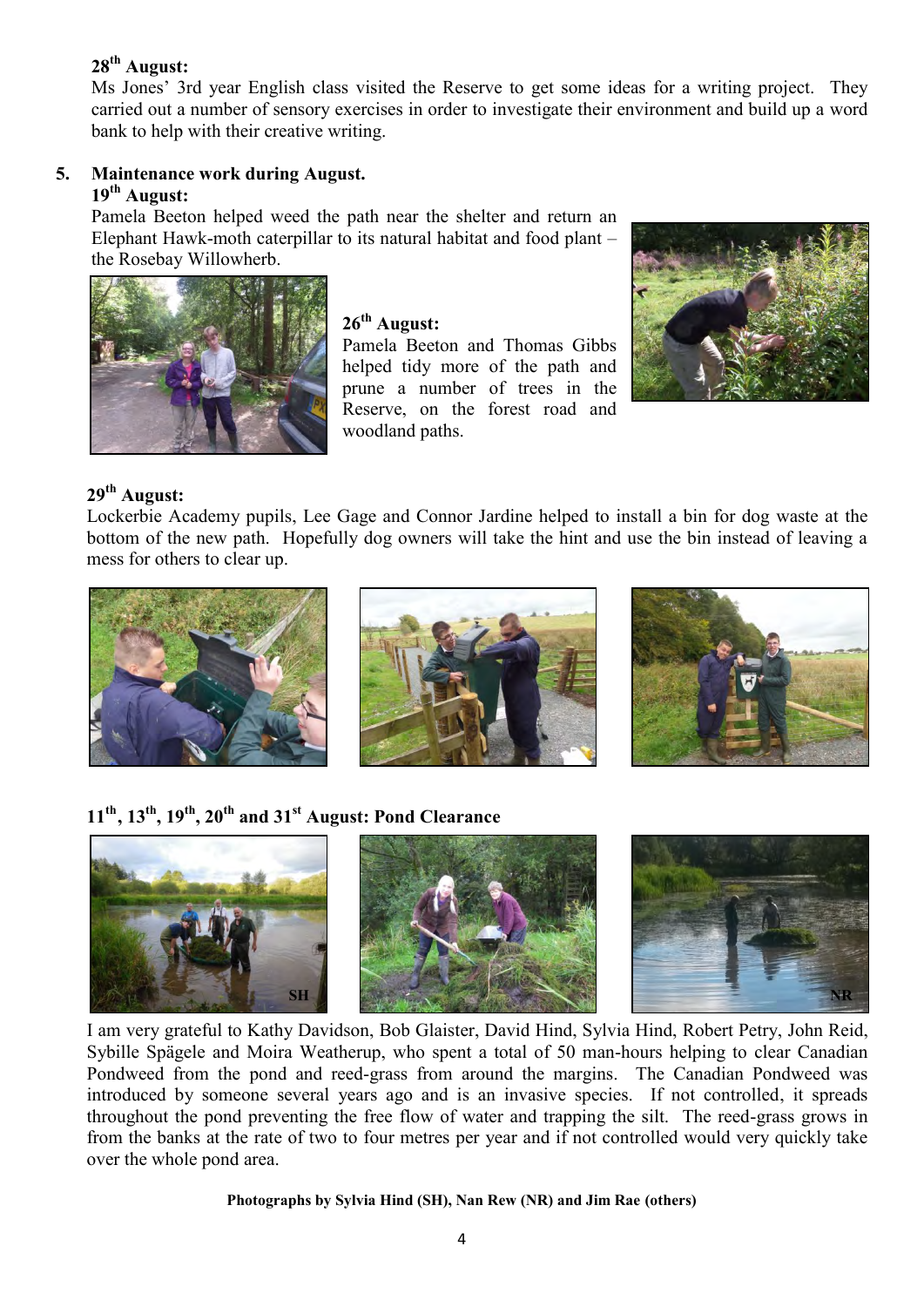**28th August:**
Ms Jones' 3rd year English class visited the Reserve to get some ideas for a writing project. They carried out a number of sensory exercises in order to investigate their environment and build up a word bank to help with their creative writing.

## 5. Maintenance work during August.

**19th August:**
Pamela Beeton helped weed the path near the shelter and return an Elephant Hawk-moth caterpillar to its natural habitat and food plant – the Rosebay Willowherb.

**26th August:**
Pamela Beeton and Thomas Gibbs helped tidy more of the path and prune a number of trees in the Reserve, on the forest road and woodland paths.

**29th August:**
Lockerbie Academy pupils, Lee Gage and Connor Jardine helped to install a bin for dog waste at the bottom of the new path. Hopefully dog owners will take the hint and use the bin instead of leaving a mess for others to clear up.

**11th, 13th, 19th, 20th and 31st August: Pond Clearance**

SH

NR

I am very grateful to Kathy Davidson, Bob Glaister, David Hind, Sylvia Hind, Robert Petry, John Reid, Sybille Spägele and Moira Weatherup, who spent a total of 50 man-hours helping to clear Canadian Pondweed from the pond and reed-grass from around the margins. The Canadian Pondweed was introduced by someone several years ago and is an invasive species. If not controlled, it spreads throughout the pond preventing the free flow of water and trapping the silt. The reed-grass grows in from the banks at the rate of two to four metres per year and if not controlled would very quickly take over the whole pond area.

**Photographs by Sylvia Hind (SH), Nan Rew (NR) and Jim Rae (others)**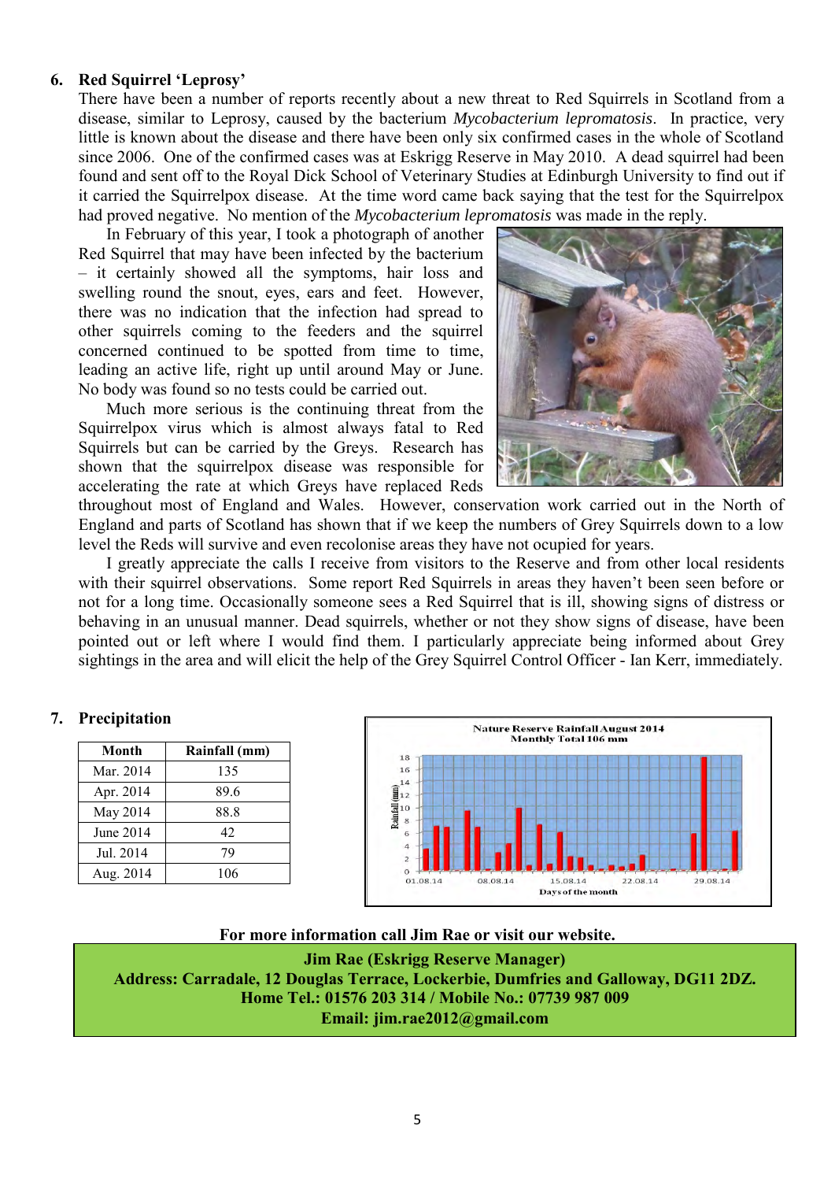## 6. Red Squirrel 'Leprosy'

There have been a number of reports recently about a new threat to Red Squirrels in Scotland from a disease, similar to Leprosy, caused by the bacterium *Mycobacterium lepromatosis*. In practice, very little is known about the disease and there have been only six confirmed cases in the whole of Scotland since 2006. One of the confirmed cases was at Eskrigg Reserve in May 2010. A dead squirrel had been found and sent off to the Royal Dick School of Veterinary Studies at Edinburgh University to find out if it carried the Squirrelpox disease. At the time word came back saying that the test for the Squirrelpox had proved negative. No mention of the *Mycobacterium lepromatosis* was made in the reply.

In February of this year, I took a photograph of another Red Squirrel that may have been infected by the bacterium – it certainly showed all the symptoms, hair loss and swelling round the snout, eyes, ears and feet. However, there was no indication that the infection had spread to other squirrels coming to the feeders and the squirrel concerned continued to be spotted from time to time, leading an active life, right up until around May or June. No body was found so no tests could be carried out.

Much more serious is the continuing threat from the Squirrelpox virus which is almost always fatal to Red Squirrels but can be carried by the Greys. Research has shown that the squirrelpox disease was responsible for accelerating the rate at which Greys have replaced Reds throughout most of England and Wales. However, conservation work carried out in the North of England and parts of Scotland has shown that if we keep the numbers of Grey Squirrels down to a low level the Reds will survive and even recolonise areas they have not ocupied for years.

I greatly appreciate the calls I receive from visitors to the Reserve and from other local residents with their squirrel observations. Some report Red Squirrels in areas they haven't been seen before or not for a long time. Occasionally someone sees a Red Squirrel that is ill, showing signs of distress or behaving in an unusual manner. Dead squirrels, whether or not they show signs of disease, have been pointed out or left where I would find them. I particularly appreciate being informed about Grey sightings in the area and will elicit the help of the Grey Squirrel Control Officer - Ian Kerr, immediately.

## 7. Precipitation

| Month | Rainfall (mm) |
|---|---|
| Mar. 2014 | 135 |
| Apr. 2014 | 89.6 |
| May 2014 | 88.8 |
| June 2014 | 42 |
| Jul. 2014 | 79 |
| Aug. 2014 | 106 |

Nature Reserve Rainfall August 2014
Monthly Total 106 mm

Rainfall (mm)
0
2
4
6
8
10
12
14
16
18

01.08.14
08.08.14
15.08.14
22.08.14
29.08.14

Days of the month

**For more information call Jim Rae or visit our website.**

**Jim Rae (Eskrigg Reserve Manager)**
**Address: Carradale, 12 Douglas Terrace, Lockerbie, Dumfries and Galloway, DG11 2DZ.**
**Home Tel.: 01576 203 314 / Mobile No.: 07739 987 009**
**Email: jim.rae2012@gmail.com**